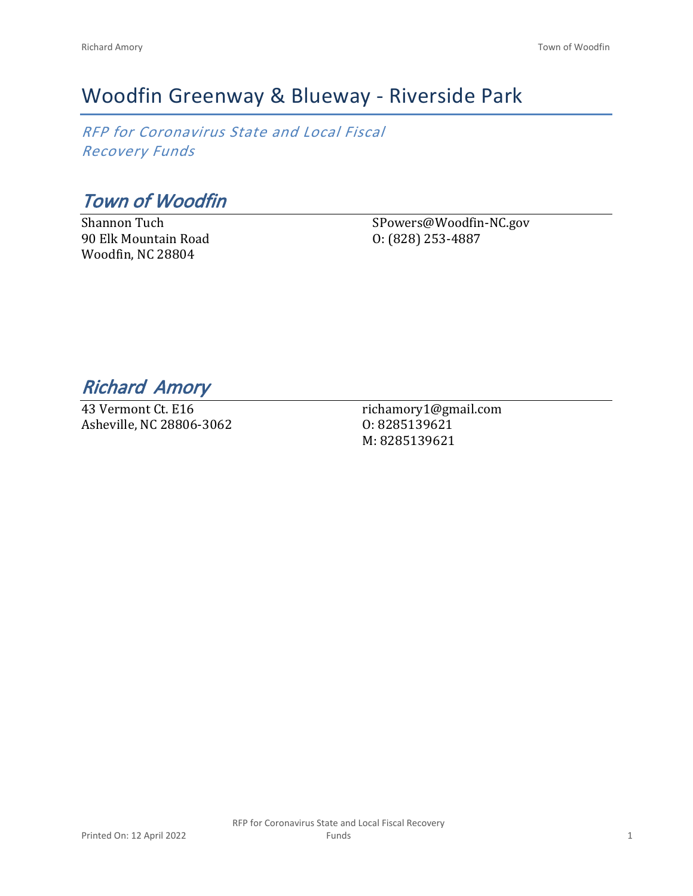# Woodfin Greenway & Blueway - Riverside Park

*RFP for Coronavirus State and Local Fiscal Recovery Funds*

## *Town of Woodfin*

Shannon Tuch
90 Elk Mountain Road
Woodfin, NC 28804

SPowers@Woodfin-NC.gov
O: (828) 253-4887

## *Richard Amory*

43 Vermont Ct. E16
Asheville, NC 28806-3062

richamory1@gmail.com
O: 8285139621
M: 8285139621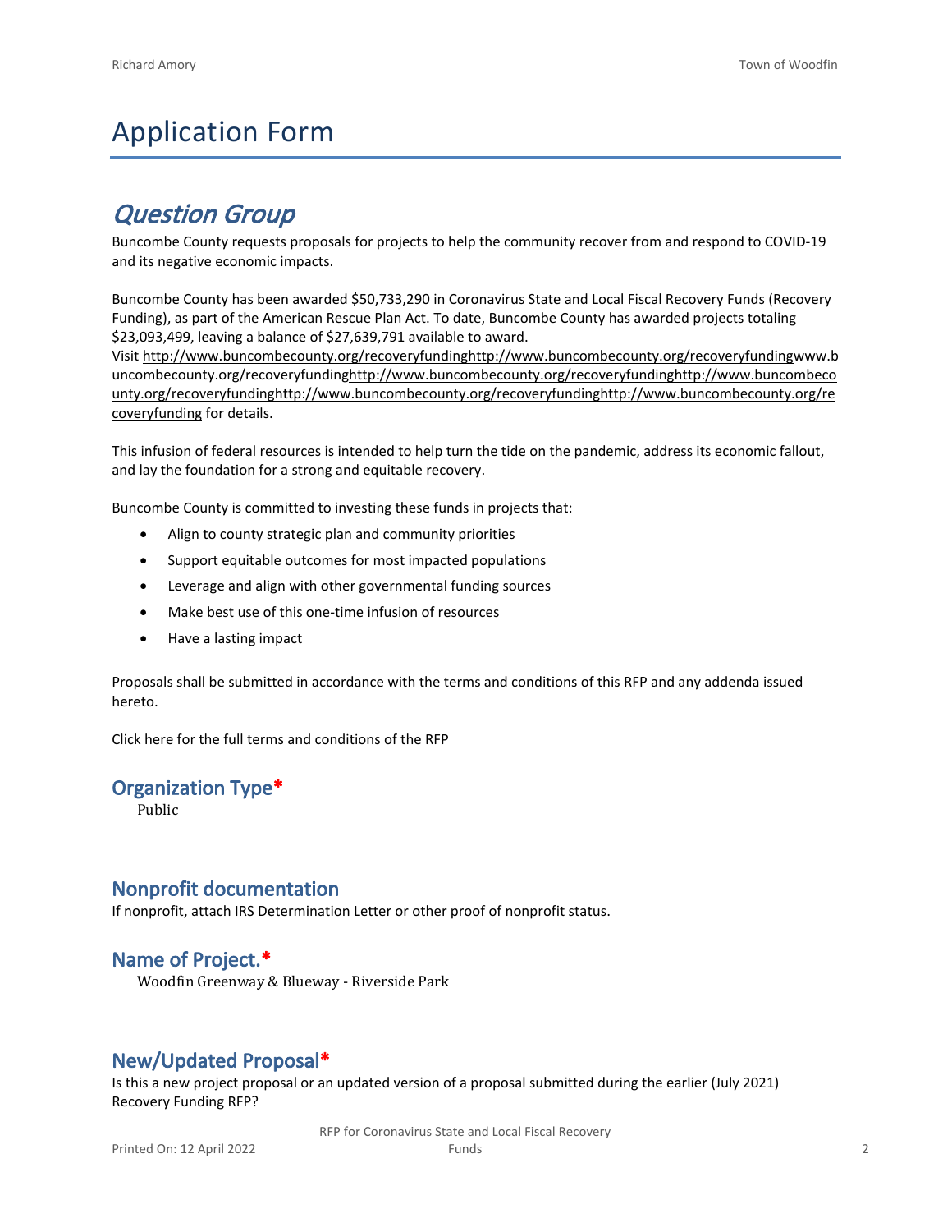# Application Form

## *Question Group*

Buncombe County requests proposals for projects to help the community recover from and respond to COVID-19 and its negative economic impacts.

Buncombe County has been awarded $50,733,290 in Coronavirus State and Local Fiscal Recovery Funds (Recovery Funding), as part of the American Rescue Plan Act. To date, Buncombe County has awarded projects totaling $23,093,499, leaving a balance of $27,639,791 available to award.
Visit http://www.buncombecounty.org/recoveryfundinghttp://www.buncombecounty.org/recoveryfundingwww.buncombecounty.org/recoveryfundinghttp://www.buncombecounty.org/recoveryfundinghttp://www.buncombecounty.org/recoveryfundinghttp://www.buncombecounty.org/recoveryfundinghttp://www.buncombecounty.org/recoveryfunding for details.

This infusion of federal resources is intended to help turn the tide on the pandemic, address its economic fallout, and lay the foundation for a strong and equitable recovery.

Buncombe County is committed to investing these funds in projects that:

- Align to county strategic plan and community priorities
- Support equitable outcomes for most impacted populations
- Leverage and align with other governmental funding sources
- Make best use of this one-time infusion of resources
- Have a lasting impact

Proposals shall be submitted in accordance with the terms and conditions of this RFP and any addenda issued hereto.

Click here for the full terms and conditions of the RFP

### Organization Type*

Public

### Nonprofit documentation

If nonprofit, attach IRS Determination Letter or other proof of nonprofit status.

### Name of Project.*

Woodfin Greenway & Blueway - Riverside Park

### New/Updated Proposal*

Is this a new project proposal or an updated version of a proposal submitted during the earlier (July 2021) Recovery Funding RFP?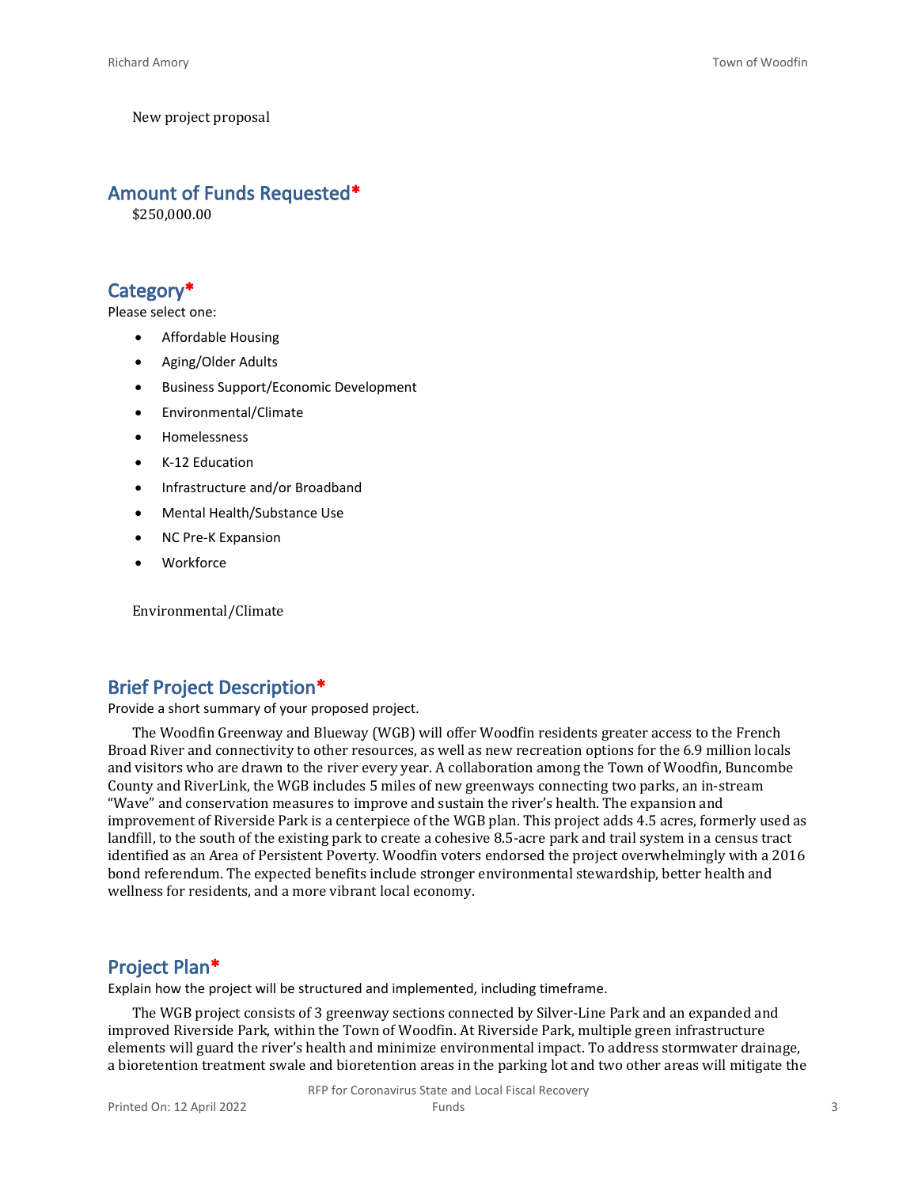New project proposal

## Amount of Funds Requested*

$250,000.00

## Category*

Please select one:

- Affordable Housing
- Aging/Older Adults
- Business Support/Economic Development
- Environmental/Climate
- Homelessness
- K-12 Education
- Infrastructure and/or Broadband
- Mental Health/Substance Use
- NC Pre-K Expansion
- Workforce

Environmental/Climate

## Brief Project Description*

Provide a short summary of your proposed project.

The Woodfin Greenway and Blueway (WGB) will offer Woodfin residents greater access to the French Broad River and connectivity to other resources, as well as new recreation options for the 6.9 million locals and visitors who are drawn to the river every year. A collaboration among the Town of Woodfin, Buncombe County and RiverLink, the WGB includes 5 miles of new greenways connecting two parks, an in-stream "Wave" and conservation measures to improve and sustain the river's health. The expansion and improvement of Riverside Park is a centerpiece of the WGB plan. This project adds 4.5 acres, formerly used as landfill, to the south of the existing park to create a cohesive 8.5-acre park and trail system in a census tract identified as an Area of Persistent Poverty. Woodfin voters endorsed the project overwhelmingly with a 2016 bond referendum. The expected benefits include stronger environmental stewardship, better health and wellness for residents, and a more vibrant local economy.

## Project Plan*

Explain how the project will be structured and implemented, including timeframe.

The WGB project consists of 3 greenway sections connected by Silver-Line Park and an expanded and improved Riverside Park, within the Town of Woodfin. At Riverside Park, multiple green infrastructure elements will guard the river's health and minimize environmental impact. To address stormwater drainage, a bioretention treatment swale and bioretention areas in the parking lot and two other areas will mitigate the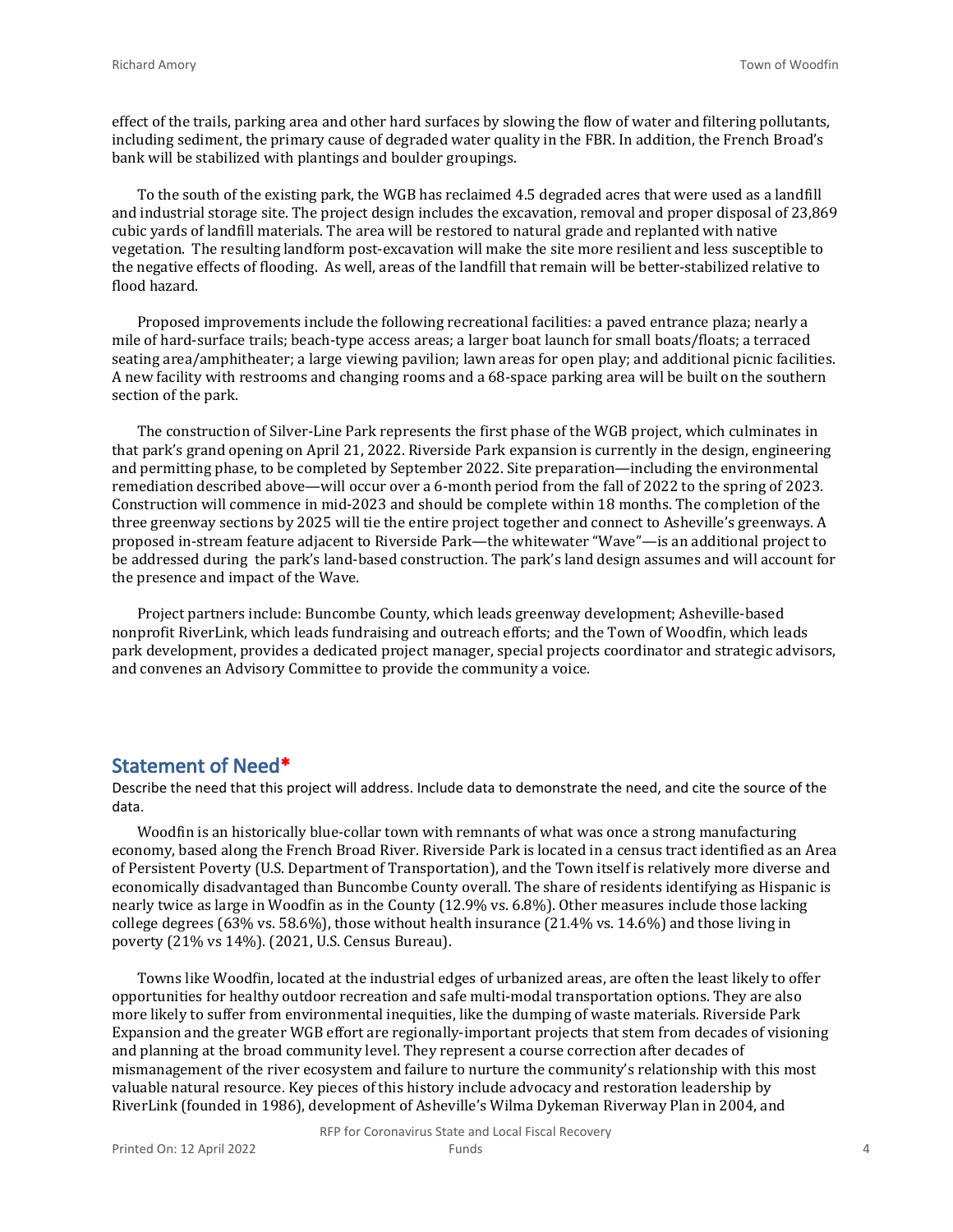effect of the trails, parking area and other hard surfaces by slowing the flow of water and filtering pollutants, including sediment, the primary cause of degraded water quality in the FBR. In addition, the French Broad's bank will be stabilized with plantings and boulder groupings.

To the south of the existing park, the WGB has reclaimed 4.5 degraded acres that were used as a landfill and industrial storage site. The project design includes the excavation, removal and proper disposal of 23,869 cubic yards of landfill materials. The area will be restored to natural grade and replanted with native vegetation. The resulting landform post-excavation will make the site more resilient and less susceptible to the negative effects of flooding. As well, areas of the landfill that remain will be better-stabilized relative to flood hazard.

Proposed improvements include the following recreational facilities: a paved entrance plaza; nearly a mile of hard-surface trails; beach-type access areas; a larger boat launch for small boats/floats; a terraced seating area/amphitheater; a large viewing pavilion; lawn areas for open play; and additional picnic facilities. A new facility with restrooms and changing rooms and a 68-space parking area will be built on the southern section of the park.

The construction of Silver-Line Park represents the first phase of the WGB project, which culminates in that park's grand opening on April 21, 2022. Riverside Park expansion is currently in the design, engineering and permitting phase, to be completed by September 2022. Site preparation—including the environmental remediation described above—will occur over a 6-month period from the fall of 2022 to the spring of 2023. Construction will commence in mid-2023 and should be complete within 18 months. The completion of the three greenway sections by 2025 will tie the entire project together and connect to Asheville's greenways. A proposed in-stream feature adjacent to Riverside Park—the whitewater "Wave"—is an additional project to be addressed during the park's land-based construction. The park's land design assumes and will account for the presence and impact of the Wave.

Project partners include: Buncombe County, which leads greenway development; Asheville-based nonprofit RiverLink, which leads fundraising and outreach efforts; and the Town of Woodfin, which leads park development, provides a dedicated project manager, special projects coordinator and strategic advisors, and convenes an Advisory Committee to provide the community a voice.

## Statement of Need*

Describe the need that this project will address. Include data to demonstrate the need, and cite the source of the data.

Woodfin is an historically blue-collar town with remnants of what was once a strong manufacturing economy, based along the French Broad River. Riverside Park is located in a census tract identified as an Area of Persistent Poverty (U.S. Department of Transportation), and the Town itself is relatively more diverse and economically disadvantaged than Buncombe County overall. The share of residents identifying as Hispanic is nearly twice as large in Woodfin as in the County (12.9% vs. 6.8%). Other measures include those lacking college degrees (63% vs. 58.6%), those without health insurance (21.4% vs. 14.6%) and those living in poverty (21% vs 14%). (2021, U.S. Census Bureau).

Towns like Woodfin, located at the industrial edges of urbanized areas, are often the least likely to offer opportunities for healthy outdoor recreation and safe multi-modal transportation options. They are also more likely to suffer from environmental inequities, like the dumping of waste materials. Riverside Park Expansion and the greater WGB effort are regionally-important projects that stem from decades of visioning and planning at the broad community level. They represent a course correction after decades of mismanagement of the river ecosystem and failure to nurture the community's relationship with this most valuable natural resource. Key pieces of this history include advocacy and restoration leadership by RiverLink (founded in 1986), development of Asheville's Wilma Dykeman Riverway Plan in 2004, and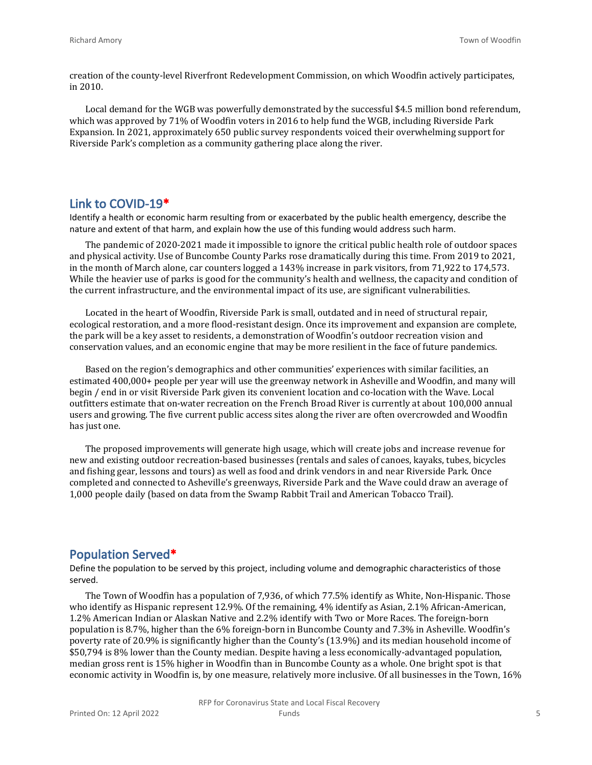creation of the county-level Riverfront Redevelopment Commission, on which Woodfin actively participates, in 2010.

Local demand for the WGB was powerfully demonstrated by the successful $4.5 million bond referendum, which was approved by 71% of Woodfin voters in 2016 to help fund the WGB, including Riverside Park Expansion. In 2021, approximately 650 public survey respondents voiced their overwhelming support for Riverside Park's completion as a community gathering place along the river.

## Link to COVID-19*

Identify a health or economic harm resulting from or exacerbated by the public health emergency, describe the nature and extent of that harm, and explain how the use of this funding would address such harm.

The pandemic of 2020-2021 made it impossible to ignore the critical public health role of outdoor spaces and physical activity. Use of Buncombe County Parks rose dramatically during this time. From 2019 to 2021, in the month of March alone, car counters logged a 143% increase in park visitors, from 71,922 to 174,573. While the heavier use of parks is good for the community's health and wellness, the capacity and condition of the current infrastructure, and the environmental impact of its use, are significant vulnerabilities.

Located in the heart of Woodfin, Riverside Park is small, outdated and in need of structural repair, ecological restoration, and a more flood-resistant design. Once its improvement and expansion are complete, the park will be a key asset to residents, a demonstration of Woodfin's outdoor recreation vision and conservation values, and an economic engine that may be more resilient in the face of future pandemics.

Based on the region's demographics and other communities' experiences with similar facilities, an estimated 400,000+ people per year will use the greenway network in Asheville and Woodfin, and many will begin / end in or visit Riverside Park given its convenient location and co-location with the Wave. Local outfitters estimate that on-water recreation on the French Broad River is currently at about 100,000 annual users and growing. The five current public access sites along the river are often overcrowded and Woodfin has just one.

The proposed improvements will generate high usage, which will create jobs and increase revenue for new and existing outdoor recreation-based businesses (rentals and sales of canoes, kayaks, tubes, bicycles and fishing gear, lessons and tours) as well as food and drink vendors in and near Riverside Park. Once completed and connected to Asheville's greenways, Riverside Park and the Wave could draw an average of 1,000 people daily (based on data from the Swamp Rabbit Trail and American Tobacco Trail).

## Population Served*

Define the population to be served by this project, including volume and demographic characteristics of those served.

The Town of Woodfin has a population of 7,936, of which 77.5% identify as White, Non-Hispanic. Those who identify as Hispanic represent 12.9%. Of the remaining, 4% identify as Asian, 2.1% African-American, 1.2% American Indian or Alaskan Native and 2.2% identify with Two or More Races. The foreign-born population is 8.7%, higher than the 6% foreign-born in Buncombe County and 7.3% in Asheville. Woodfin's poverty rate of 20.9% is significantly higher than the County's (13.9%) and its median household income of $50,794 is 8% lower than the County median. Despite having a less economically-advantaged population, median gross rent is 15% higher in Woodfin than in Buncombe County as a whole. One bright spot is that economic activity in Woodfin is, by one measure, relatively more inclusive. Of all businesses in the Town, 16%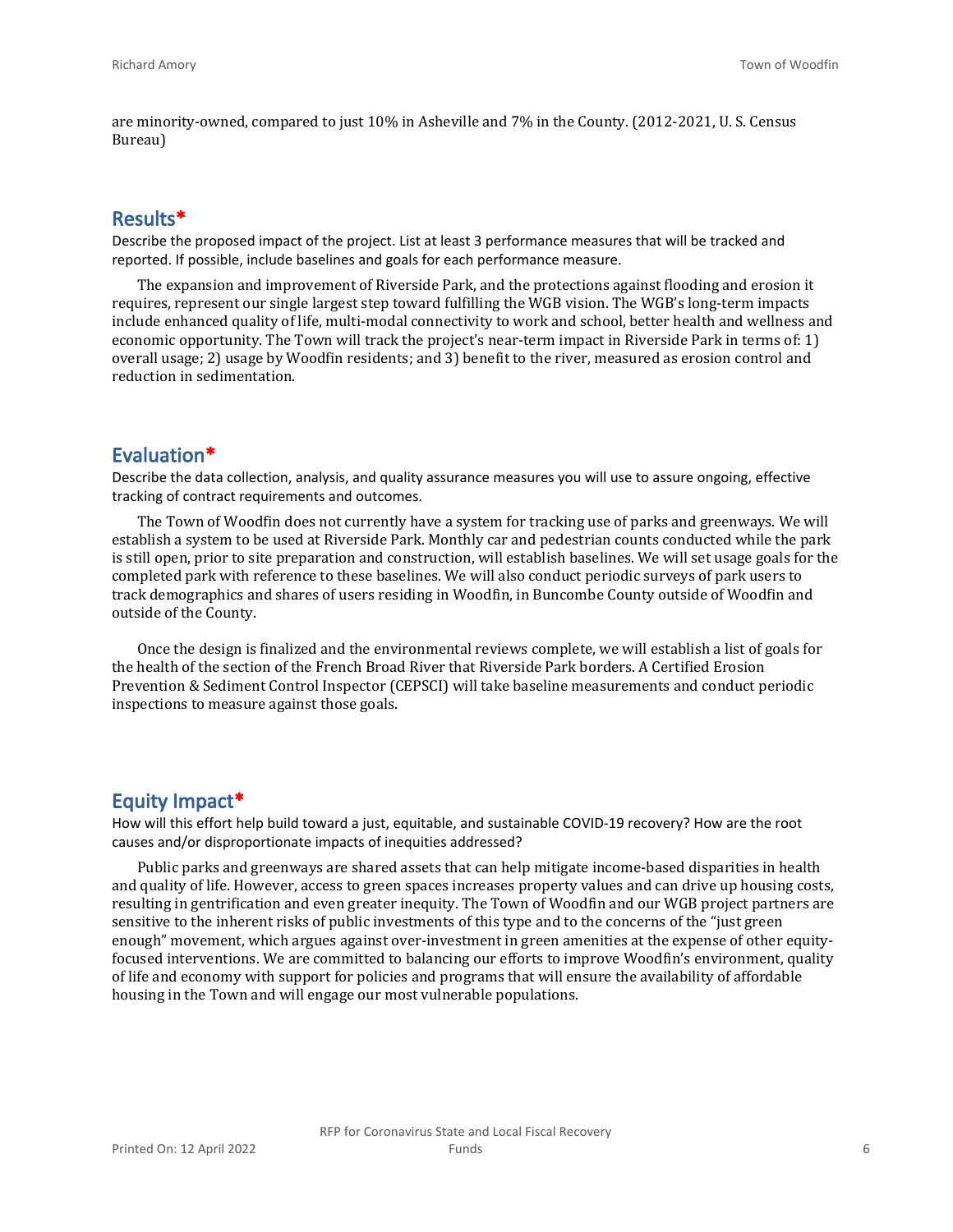are minority-owned, compared to just 10% in Asheville and 7% in the County. (2012-2021, U. S. Census Bureau)

## Results*

Describe the proposed impact of the project. List at least 3 performance measures that will be tracked and reported. If possible, include baselines and goals for each performance measure.

The expansion and improvement of Riverside Park, and the protections against flooding and erosion it requires, represent our single largest step toward fulfilling the WGB vision. The WGB's long-term impacts include enhanced quality of life, multi-modal connectivity to work and school, better health and wellness and economic opportunity. The Town will track the project's near-term impact in Riverside Park in terms of: 1) overall usage; 2) usage by Woodfin residents; and 3) benefit to the river, measured as erosion control and reduction in sedimentation.

## Evaluation*

Describe the data collection, analysis, and quality assurance measures you will use to assure ongoing, effective tracking of contract requirements and outcomes.

The Town of Woodfin does not currently have a system for tracking use of parks and greenways. We will establish a system to be used at Riverside Park. Monthly car and pedestrian counts conducted while the park is still open, prior to site preparation and construction, will establish baselines. We will set usage goals for the completed park with reference to these baselines. We will also conduct periodic surveys of park users to track demographics and shares of users residing in Woodfin, in Buncombe County outside of Woodfin and outside of the County.

Once the design is finalized and the environmental reviews complete, we will establish a list of goals for the health of the section of the French Broad River that Riverside Park borders. A Certified Erosion Prevention & Sediment Control Inspector (CEPSCI) will take baseline measurements and conduct periodic inspections to measure against those goals.

## Equity Impact*

How will this effort help build toward a just, equitable, and sustainable COVID-19 recovery? How are the root causes and/or disproportionate impacts of inequities addressed?

Public parks and greenways are shared assets that can help mitigate income-based disparities in health and quality of life. However, access to green spaces increases property values and can drive up housing costs, resulting in gentrification and even greater inequity. The Town of Woodfin and our WGB project partners are sensitive to the inherent risks of public investments of this type and to the concerns of the "just green enough" movement, which argues against over-investment in green amenities at the expense of other equity-focused interventions. We are committed to balancing our efforts to improve Woodfin's environment, quality of life and economy with support for policies and programs that will ensure the availability of affordable housing in the Town and will engage our most vulnerable populations.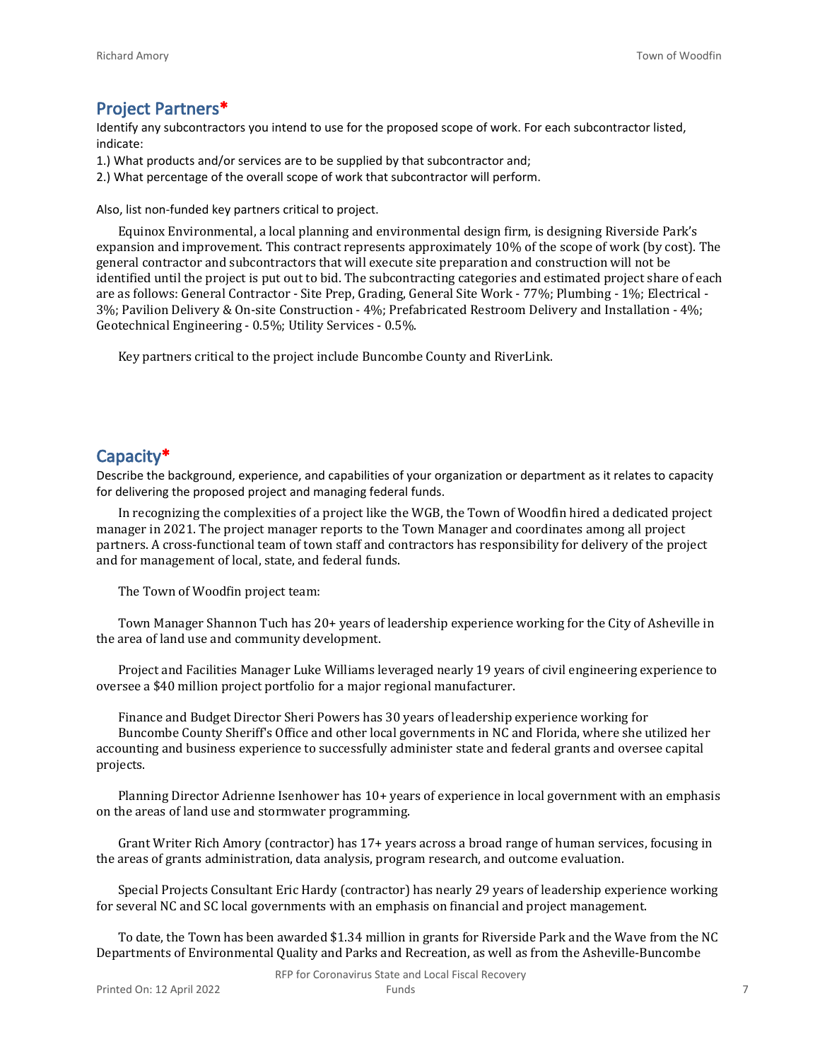## Project Partners*

Identify any subcontractors you intend to use for the proposed scope of work. For each subcontractor listed, indicate:

1.) What products and/or services are to be supplied by that subcontractor and;

2.) What percentage of the overall scope of work that subcontractor will perform.

Also, list non-funded key partners critical to project.

Equinox Environmental, a local planning and environmental design firm, is designing Riverside Park's expansion and improvement. This contract represents approximately 10% of the scope of work (by cost). The general contractor and subcontractors that will execute site preparation and construction will not be identified until the project is put out to bid. The subcontracting categories and estimated project share of each are as follows: General Contractor - Site Prep, Grading, General Site Work - 77%; Plumbing - 1%; Electrical - 3%; Pavilion Delivery & On-site Construction - 4%; Prefabricated Restroom Delivery and Installation - 4%; Geotechnical Engineering - 0.5%; Utility Services - 0.5%.

Key partners critical to the project include Buncombe County and RiverLink.

## Capacity*

Describe the background, experience, and capabilities of your organization or department as it relates to capacity for delivering the proposed project and managing federal funds.

In recognizing the complexities of a project like the WGB, the Town of Woodfin hired a dedicated project manager in 2021. The project manager reports to the Town Manager and coordinates among all project partners. A cross-functional team of town staff and contractors has responsibility for delivery of the project and for management of local, state, and federal funds.

The Town of Woodfin project team:

Town Manager Shannon Tuch has 20+ years of leadership experience working for the City of Asheville in the area of land use and community development.

Project and Facilities Manager Luke Williams leveraged nearly 19 years of civil engineering experience to oversee a $40 million project portfolio for a major regional manufacturer.

Finance and Budget Director Sheri Powers has 30 years of leadership experience working for Buncombe County Sheriff's Office and other local governments in NC and Florida, where she utilized her accounting and business experience to successfully administer state and federal grants and oversee capital projects.

Planning Director Adrienne Isenhower has 10+ years of experience in local government with an emphasis on the areas of land use and stormwater programming.

Grant Writer Rich Amory (contractor) has 17+ years across a broad range of human services, focusing in the areas of grants administration, data analysis, program research, and outcome evaluation.

Special Projects Consultant Eric Hardy (contractor) has nearly 29 years of leadership experience working for several NC and SC local governments with an emphasis on financial and project management.

To date, the Town has been awarded $1.34 million in grants for Riverside Park and the Wave from the NC Departments of Environmental Quality and Parks and Recreation, as well as from the Asheville-Buncombe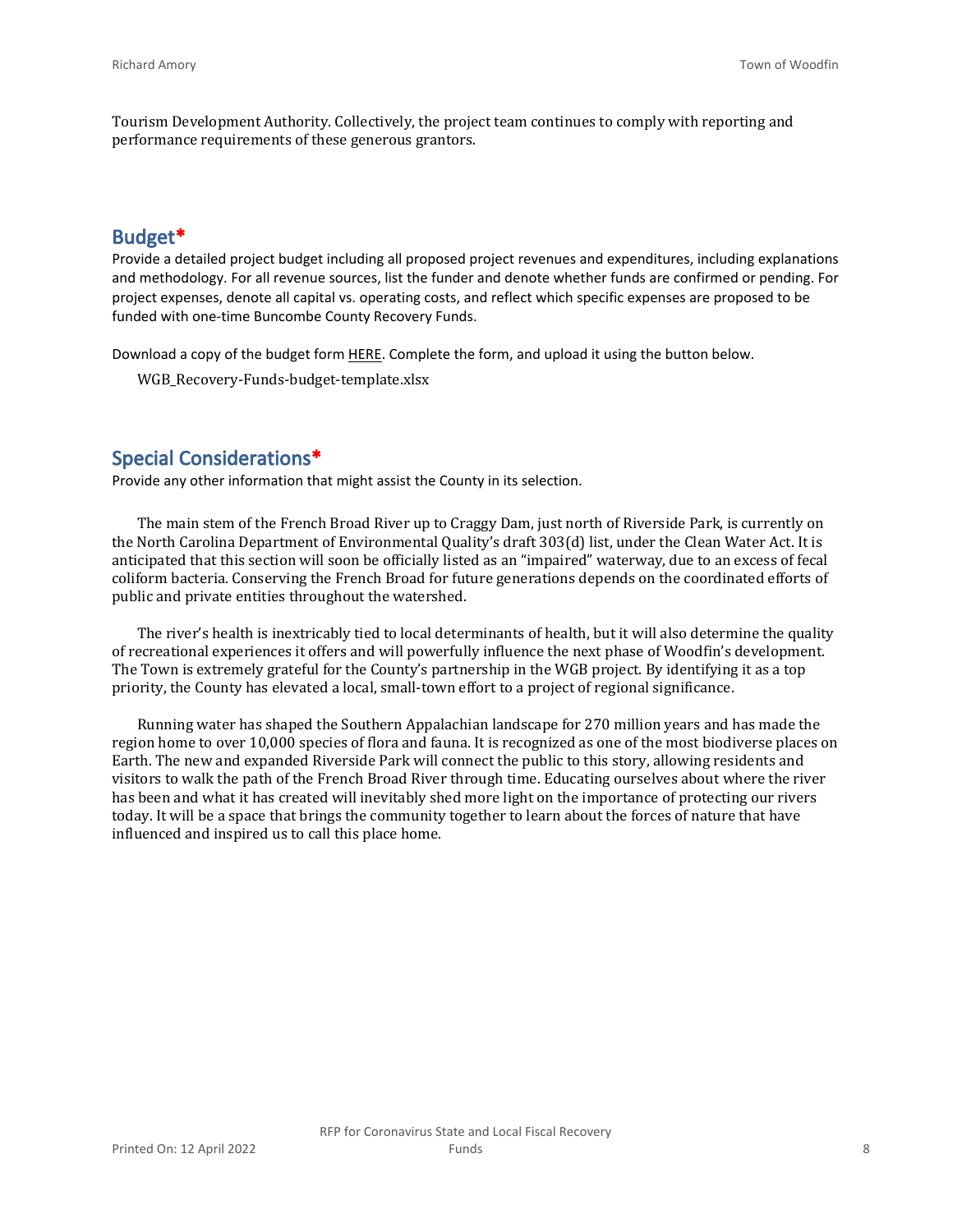Tourism Development Authority. Collectively, the project team continues to comply with reporting and performance requirements of these generous grantors.

## Budget*

Provide a detailed project budget including all proposed project revenues and expenditures, including explanations and methodology. For all revenue sources, list the funder and denote whether funds are confirmed or pending. For project expenses, denote all capital vs. operating costs, and reflect which specific expenses are proposed to be funded with one-time Buncombe County Recovery Funds.

Download a copy of the budget form HERE. Complete the form, and upload it using the button below.

WGB_Recovery-Funds-budget-template.xlsx

## Special Considerations*

Provide any other information that might assist the County in its selection.

The main stem of the French Broad River up to Craggy Dam, just north of Riverside Park, is currently on the North Carolina Department of Environmental Quality's draft 303(d) list, under the Clean Water Act. It is anticipated that this section will soon be officially listed as an "impaired" waterway, due to an excess of fecal coliform bacteria. Conserving the French Broad for future generations depends on the coordinated efforts of public and private entities throughout the watershed.

The river's health is inextricably tied to local determinants of health, but it will also determine the quality of recreational experiences it offers and will powerfully influence the next phase of Woodfin's development. The Town is extremely grateful for the County's partnership in the WGB project. By identifying it as a top priority, the County has elevated a local, small-town effort to a project of regional significance.

Running water has shaped the Southern Appalachian landscape for 270 million years and has made the region home to over 10,000 species of flora and fauna. It is recognized as one of the most biodiverse places on Earth. The new and expanded Riverside Park will connect the public to this story, allowing residents and visitors to walk the path of the French Broad River through time. Educating ourselves about where the river has been and what it has created will inevitably shed more light on the importance of protecting our rivers today. It will be a space that brings the community together to learn about the forces of nature that have influenced and inspired us to call this place home.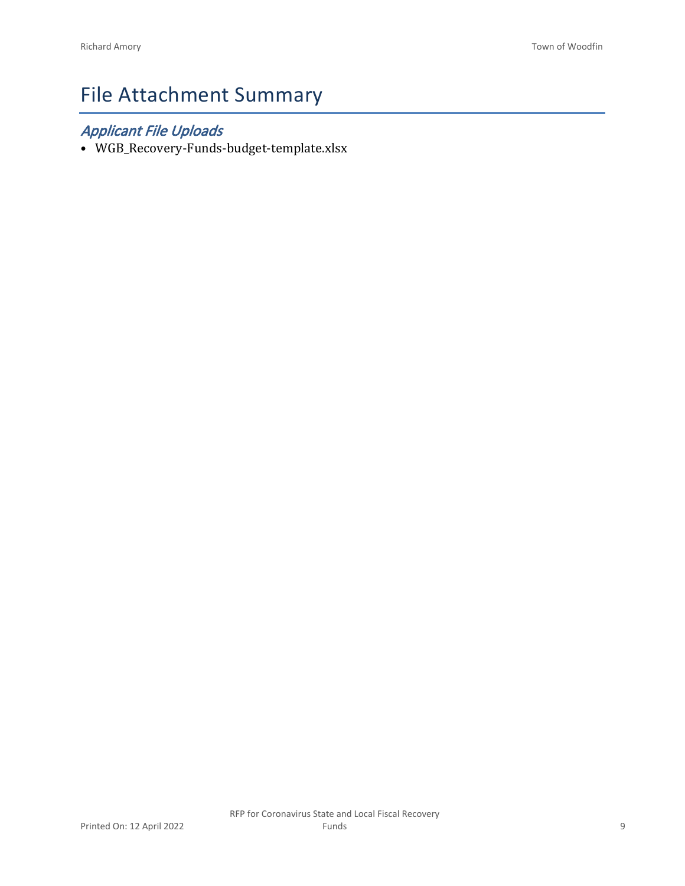# File Attachment Summary

## *Applicant File Uploads*

- WGB_Recovery-Funds-budget-template.xlsx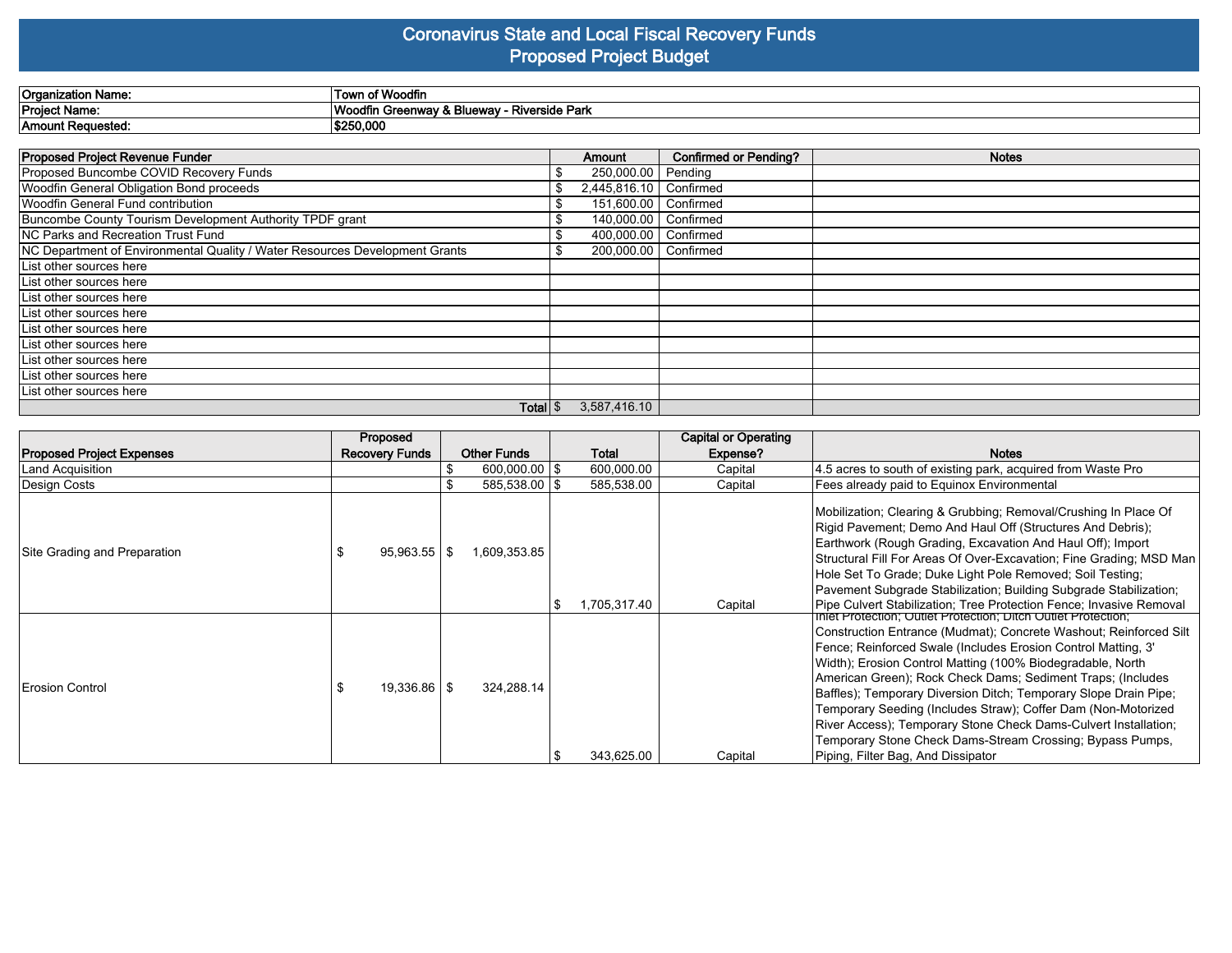# Coronavirus State and Local Fiscal Recovery Funds
## Proposed Project Budget

| | |
|---|---|
| **Organization Name:** | **Town of Woodfin** |
| **Project Name:** | **Woodfin Greenway & Blueway - Riverside Park** |
| **Amount Requested:** | **$250,000** |

| Proposed Project Revenue Funder | Amount | Confirmed or Pending? | Notes |
|---|---|---|---|
| Proposed Buncombe COVID Recovery Funds | $ 250,000.00 | Pending | |
| Woodfin General Obligation Bond proceeds | $ 2,445,816.10 | Confirmed | |
| Woodfin General Fund contribution | $ 151,600.00 | Confirmed | |
| Buncombe County Tourism Development Authority TPDF grant | $ 140,000.00 | Confirmed | |
| NC Parks and Recreation Trust Fund | $ 400,000.00 | Confirmed | |
| NC Department of Environmental Quality / Water Resources Development Grants | $ 200,000.00 | Confirmed | |
| List other sources here | | | |
| List other sources here | | | |
| List other sources here | | | |
| List other sources here | | | |
| List other sources here | | | |
| List other sources here | | | |
| List other sources here | | | |
| List other sources here | | | |
| List other sources here | | | |
| Total | $ 3,587,416.10 | | |

| Proposed Project Expenses | Proposed Recovery Funds | Other Funds | Total | Capital or Operating Expense? | Notes |
|---|---|---|---|---|---|
| Land Acquisition | | $ 600,000.00 | $ 600,000.00 | Capital | 4.5 acres to south of existing park, acquired from Waste Pro |
| Design Costs | | $ 585,538.00 | $ 585,538.00 | Capital | Fees already paid to Equinox Environmental |
| Site Grading and Preparation | $ 95,963.55 | $ 1,609,353.85 | $ 1,705,317.40 | Capital | Mobilization; Clearing & Grubbing; Removal/Crushing In Place Of Rigid Pavement; Demo And Haul Off (Structures And Debris); Earthwork (Rough Grading, Excavation And Haul Off); Import Structural Fill For Areas Of Over-Excavation; Fine Grading; MSD Man Hole Set To Grade; Duke Light Pole Removed; Soil Testing; Pavement Subgrade Stabilization; Building Subgrade Stabilization; Pipe Culvert Stabilization; Tree Protection Fence; Invasive Removal |
| Erosion Control | $ 19,336.86 | $ 324,288.14 | $ 343,625.00 | Capital | Inlet Protection; Outlet Protection; Ditch Outlet Protection; Construction Entrance (Mudmat); Concrete Washout; Reinforced Silt Fence; Reinforced Swale (Includes Erosion Control Matting, 3' Width); Erosion Control Matting (100% Biodegradable, North American Green); Rock Check Dams; Sediment Traps; (Includes Baffles); Temporary Diversion Ditch; Temporary Slope Drain Pipe; Temporary Seeding (Includes Straw); Coffer Dam (Non-Motorized River Access); Temporary Stone Check Dams-Culvert Installation; Temporary Stone Check Dams-Stream Crossing; Bypass Pumps, Piping, Filter Bag, And Dissipator |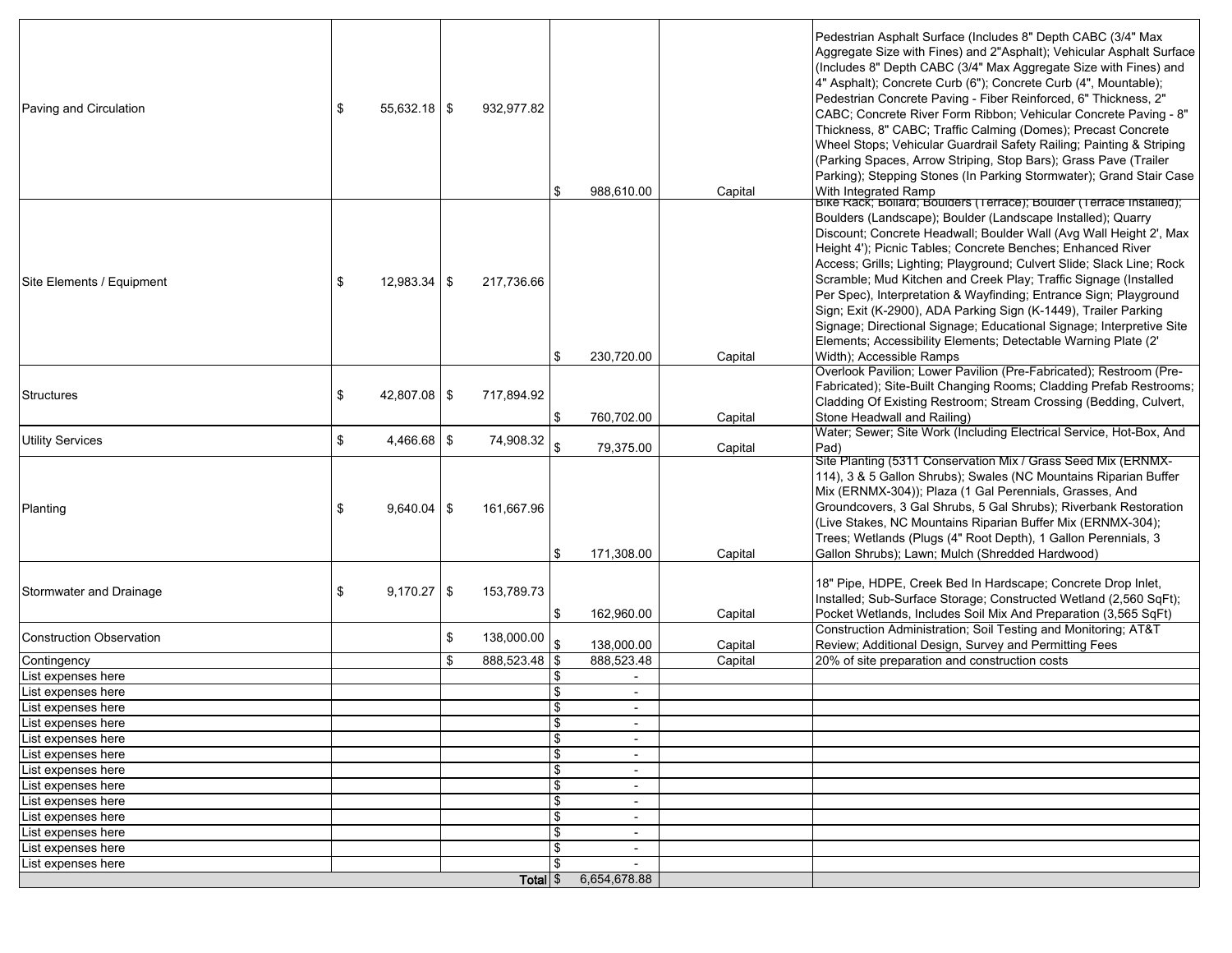| | | | | | |
|---|---|---|---|---|---|
| Paving and Circulation | $ 55,632.18 | $ 932,977.82 | $ 988,610.00 | Capital | Pedestrian Asphalt Surface (Includes 8" Depth CABC (3/4" Max Aggregate Size with Fines) and 2"Asphalt); Vehicular Asphalt Surface (Includes 8" Depth CABC (3/4" Max Aggregate Size with Fines) and 4" Asphalt); Concrete Curb (6"); Concrete Curb (4", Mountable); Pedestrian Concrete Paving - Fiber Reinforced, 6" Thickness, 2" CABC; Concrete River Form Ribbon; Vehicular Concrete Paving - 8" Thickness, 8" CABC; Traffic Calming (Domes); Precast Concrete Wheel Stops; Vehicular Guardrail Safety Railing; Painting & Striping (Parking Spaces, Arrow Striping, Stop Bars); Grass Pave (Trailer Parking); Stepping Stones (In Parking Stormwater); Grand Stair Case With Integrated Ramp |
| Site Elements / Equipment | $ 12,983.34 | $ 217,736.66 | $ 230,720.00 | Capital | Bike Rack; Bollard; Boulders (Terrace); Boulder (Terrace Installed); Boulders (Landscape); Boulder (Landscape Installed); Quarry Discount; Concrete Headwall; Boulder Wall (Avg Wall Height 2', Max Height 4'); Picnic Tables; Concrete Benches; Enhanced River Access; Grills; Lighting; Playground; Culvert Slide; Slack Line; Rock Scramble; Mud Kitchen and Creek Play; Traffic Signage (Installed Per Spec), Interpretation & Wayfinding; Entrance Sign; Playground Sign; Exit (K-2900), ADA Parking Sign (K-1449), Trailer Parking Signage; Directional Signage; Educational Signage; Interpretive Site Elements; Accessibility Elements; Detectable Warning Plate (2' Width); Accessible Ramps |
| Structures | $ 42,807.08 | $ 717,894.92 | $ 760,702.00 | Capital | Overlook Pavilion; Lower Pavilion (Pre-Fabricated); Restroom (Pre-Fabricated); Site-Built Changing Rooms; Cladding Prefab Restrooms; Cladding Of Existing Restroom; Stream Crossing (Bedding, Culvert, Stone Headwall and Railing) |
| Utility Services | $ 4,466.68 | $ 74,908.32 | $ 79,375.00 | Capital | Water; Sewer; Site Work (Including Electrical Service, Hot-Box, And Pad) |
| Planting | $ 9,640.04 | $ 161,667.96 | $ 171,308.00 | Capital | Site Planting (5311 Conservation Mix / Grass Seed Mix (ERNMX-114), 3 & 5 Gallon Shrubs); Swales (NC Mountains Riparian Buffer Mix (ERNMX-304)); Plaza (1 Gal Perennials, Grasses, And Groundcovers, 3 Gal Shrubs, 5 Gal Shrubs); Riverbank Restoration (Live Stakes, NC Mountains Riparian Buffer Mix (ERNMX-304); Trees; Wetlands (Plugs (4" Root Depth), 1 Gallon Perennials, 3 Gallon Shrubs); Lawn; Mulch (Shredded Hardwood) |
| Stormwater and Drainage | $ 9,170.27 | $ 153,789.73 | $ 162,960.00 | Capital | 18" Pipe, HDPE, Creek Bed In Hardscape; Concrete Drop Inlet, Installed; Sub-Surface Storage; Constructed Wetland (2,560 SqFt); Pocket Wetlands, Includes Soil Mix And Preparation (3,565 SqFt) |
| Construction Observation | | $ 138,000.00 | $ 138,000.00 | Capital | Construction Administration; Soil Testing and Monitoring; AT&T Review; Additional Design, Survey and Permitting Fees |
| Contingency | | $ 888,523.48 | $ 888,523.48 | Capital | 20% of site preparation and construction costs |
| List expenses here | | | $ - | | |
| List expenses here | | | $ - | | |
| List expenses here | | | $ - | | |
| List expenses here | | | $ - | | |
| List expenses here | | | $ - | | |
| List expenses here | | | $ - | | |
| List expenses here | | | $ - | | |
| List expenses here | | | $ - | | |
| List expenses here | | | $ - | | |
| List expenses here | | | $ - | | |
| List expenses here | | | $ - | | |
| List expenses here | | | $ - | | |
| List expenses here | | | $ - | | |
| | | Total | $ 6,654,678.88 | | |